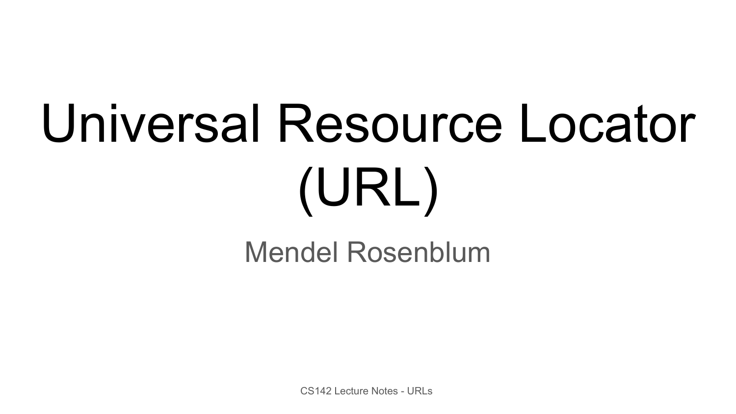# Universal Resource Locator (URL)

Mendel Rosenblum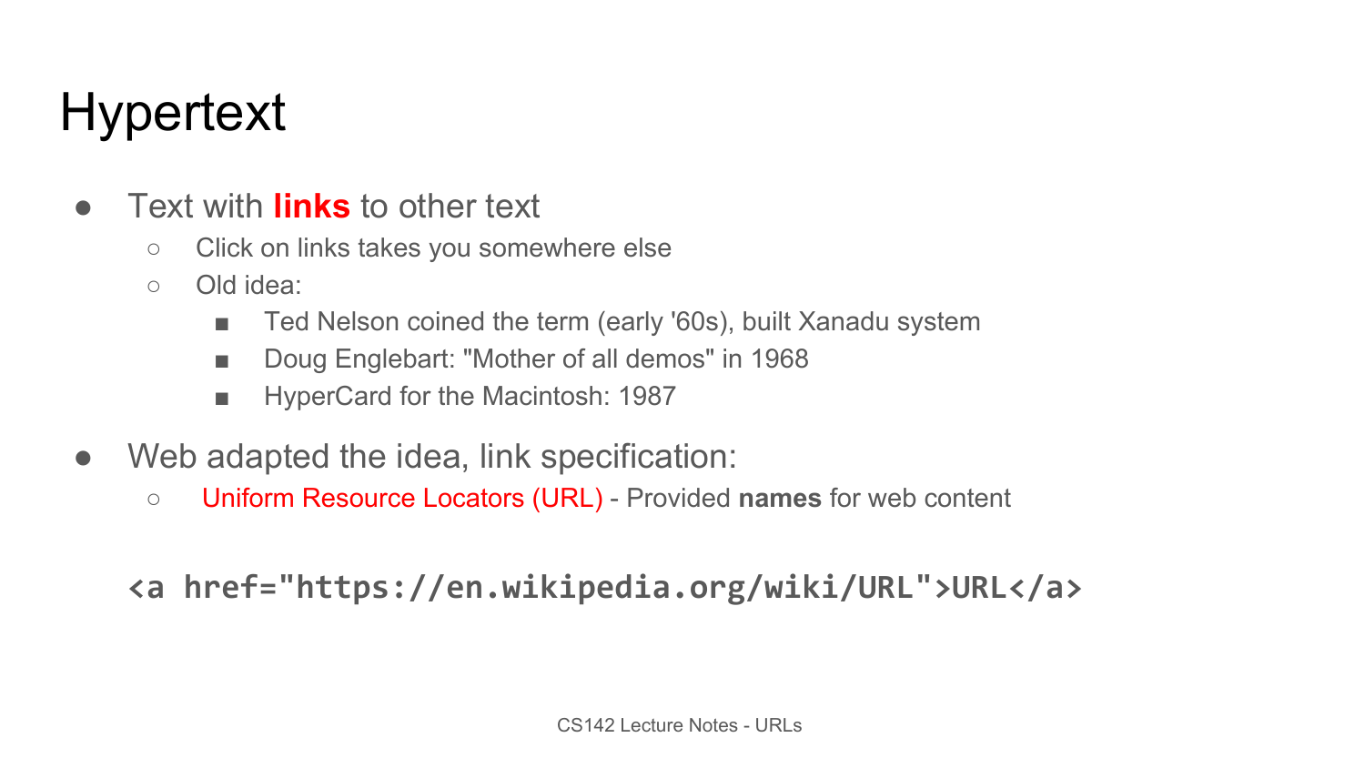# Hypertext

- Text with **links** to other text
    - Click on links takes you somewhere else
    - Old idea:
        - Ted Nelson coined the term (early '60s), built Xanadu system
        - Doug Englebart: "Mother of all demos" in 1968
        - HyperCard for the Macintosh: 1987
- Web adapted the idea, link specification:
    - Uniform Resource Locators (URL) - Provided **names** for web content

```
<a href="https://en.wikipedia.org/wiki/URL">URL</a>
```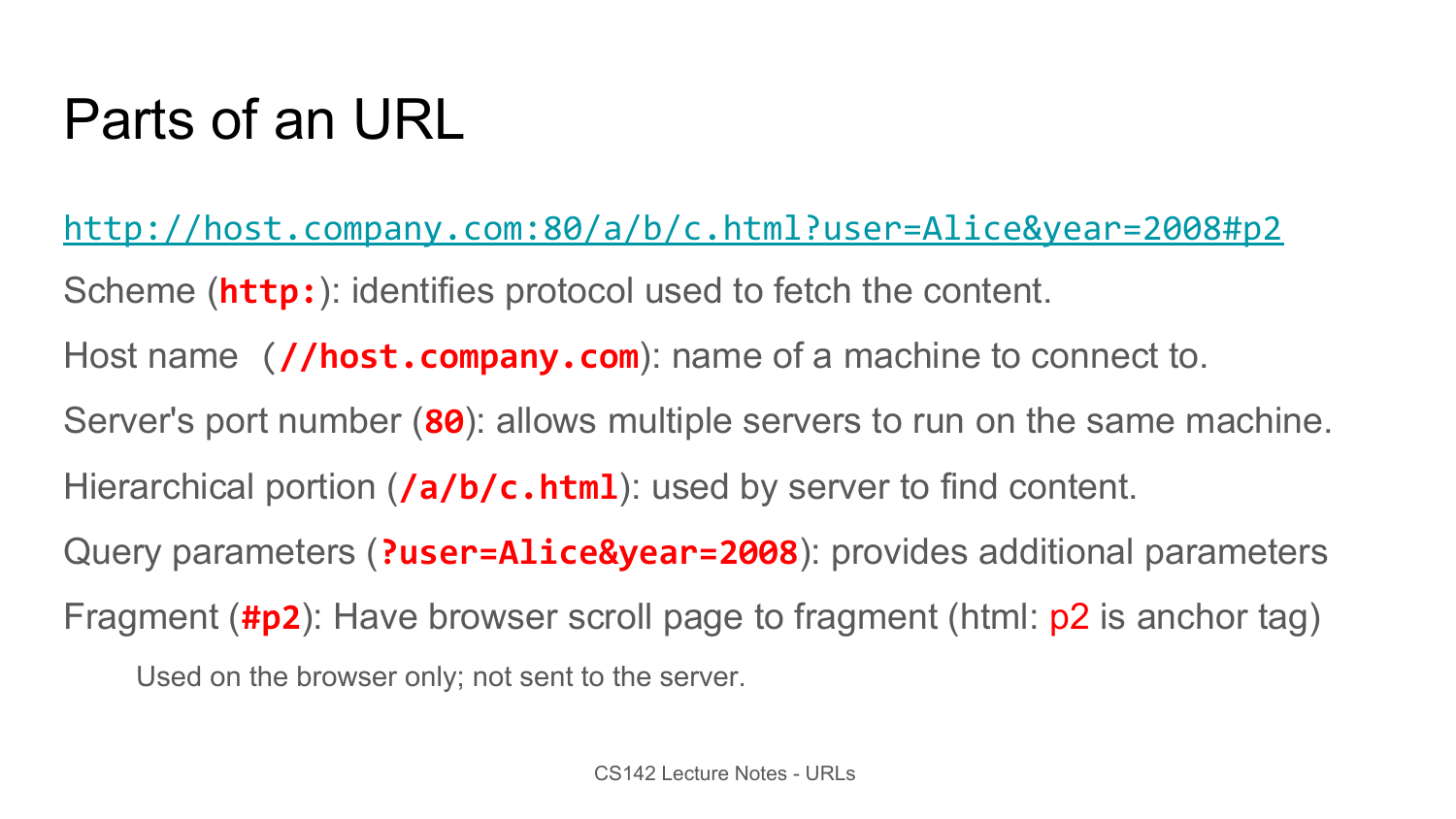# Parts of an URL

http://host.company.com:80/a/b/c.html?user=Alice&year=2008#p2

Scheme (**`http:`**): identifies protocol used to fetch the content.

Host name (**`//host.company.com`**): name of a machine to connect to.

Server's port number (**`80`**): allows multiple servers to run on the same machine.

Hierarchical portion (**`/a/b/c.html`**): used by server to find content.

Query parameters (**`?user=Alice&year=2008`**): provides additional parameters

Fragment (**`#p2`**): Have browser scroll page to fragment (html: p2 is anchor tag)

- Used on the browser only; not sent to the server.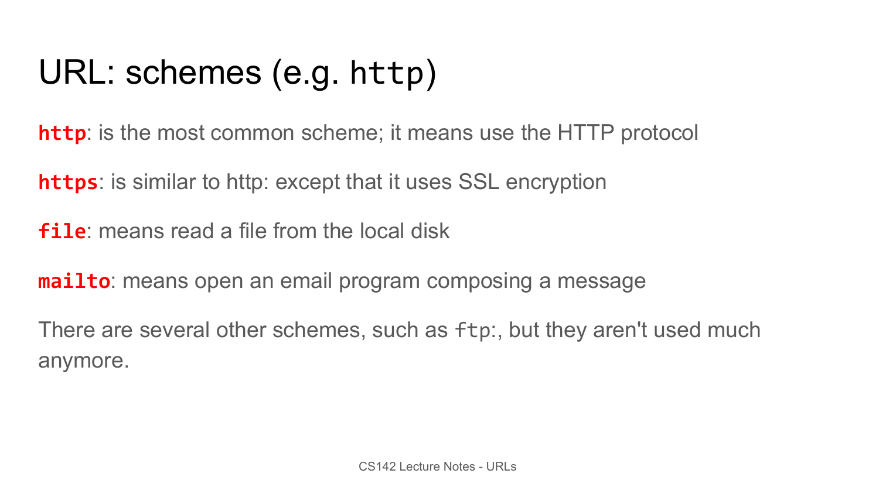# URL: schemes (e.g. `http`)

**`http`**: is the most common scheme; it means use the HTTP protocol

**`https`**: is similar to http: except that it uses SSL encryption

**`file`**: means read a file from the local disk

**`mailto`**: means open an email program composing a message

There are several other schemes, such as `ftp`:, but they aren't used much anymore.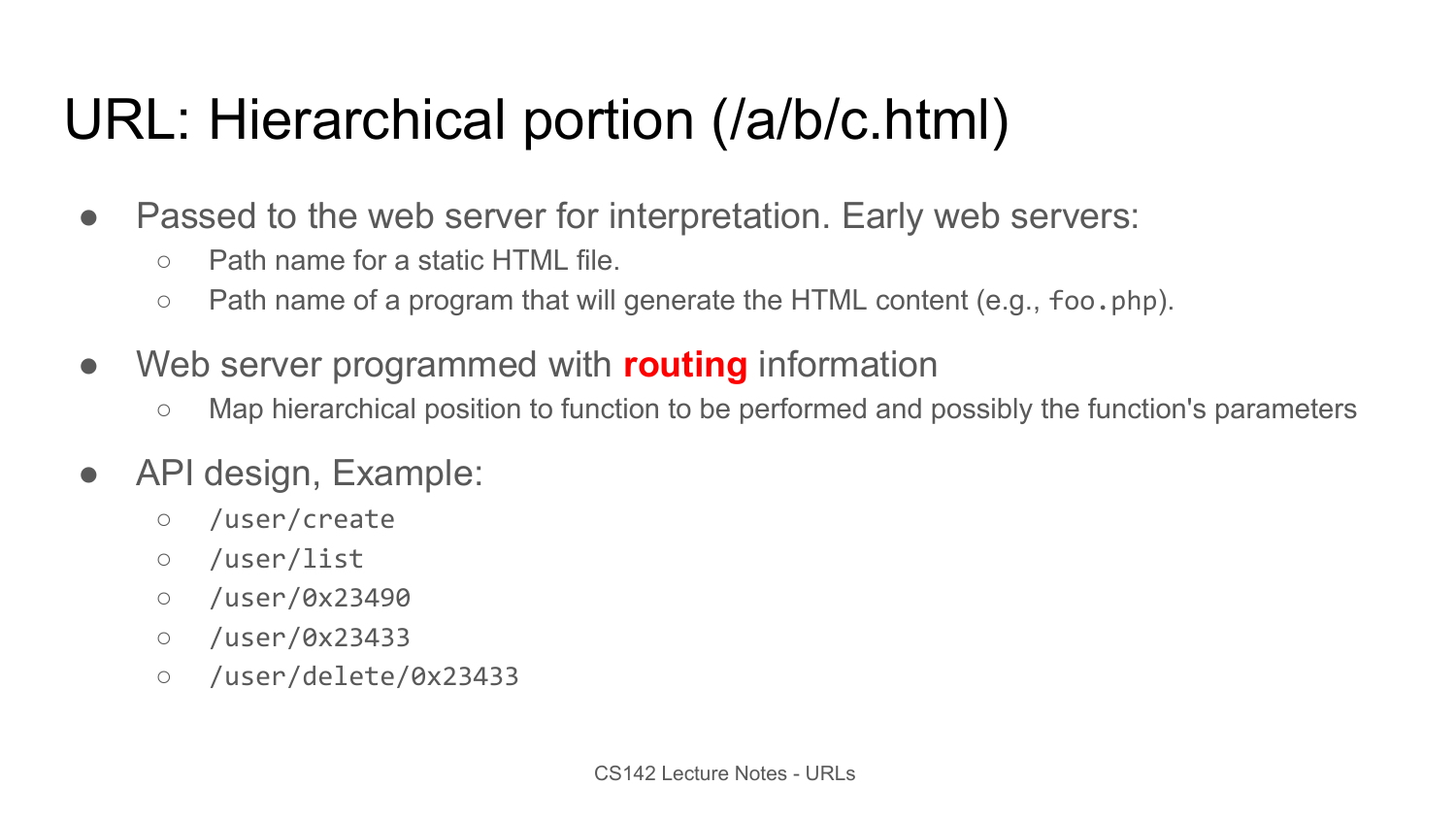# URL: Hierarchical portion (/a/b/c.html)

- Passed to the web server for interpretation. Early web servers:
  - Path name for a static HTML file.
  - Path name of a program that will generate the HTML content (e.g., `foo.php`).
- Web server programmed with **routing** information
  - Map hierarchical position to function to be performed and possibly the function's parameters
- API design, Example:
  - `/user/create`
  - `/user/list`
  - `/user/0x23490`
  - `/user/0x23433`
  - `/user/delete/0x23433`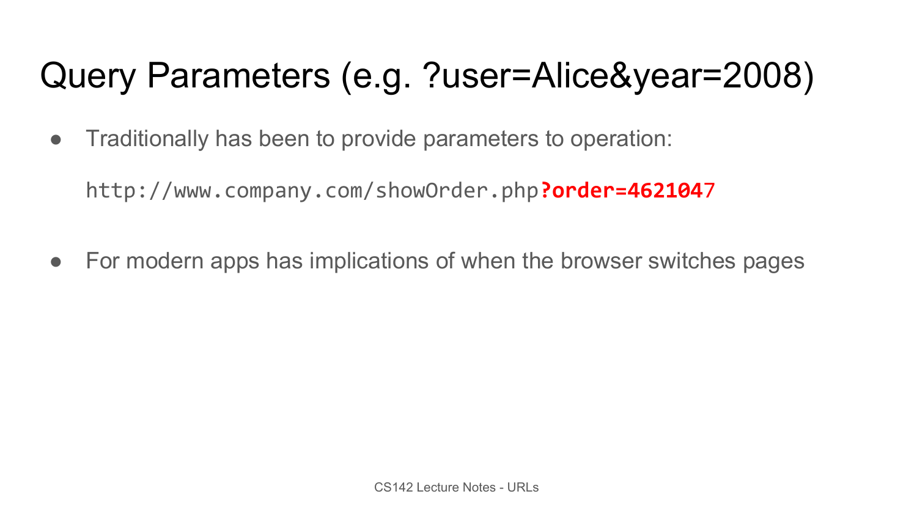# Query Parameters (e.g. ?user=Alice&year=2008)

- Traditionally has been to provide parameters to operation:

  `http://www.company.com/showOrder.php?order=4621047`

- For modern apps has implications of when the browser switches pages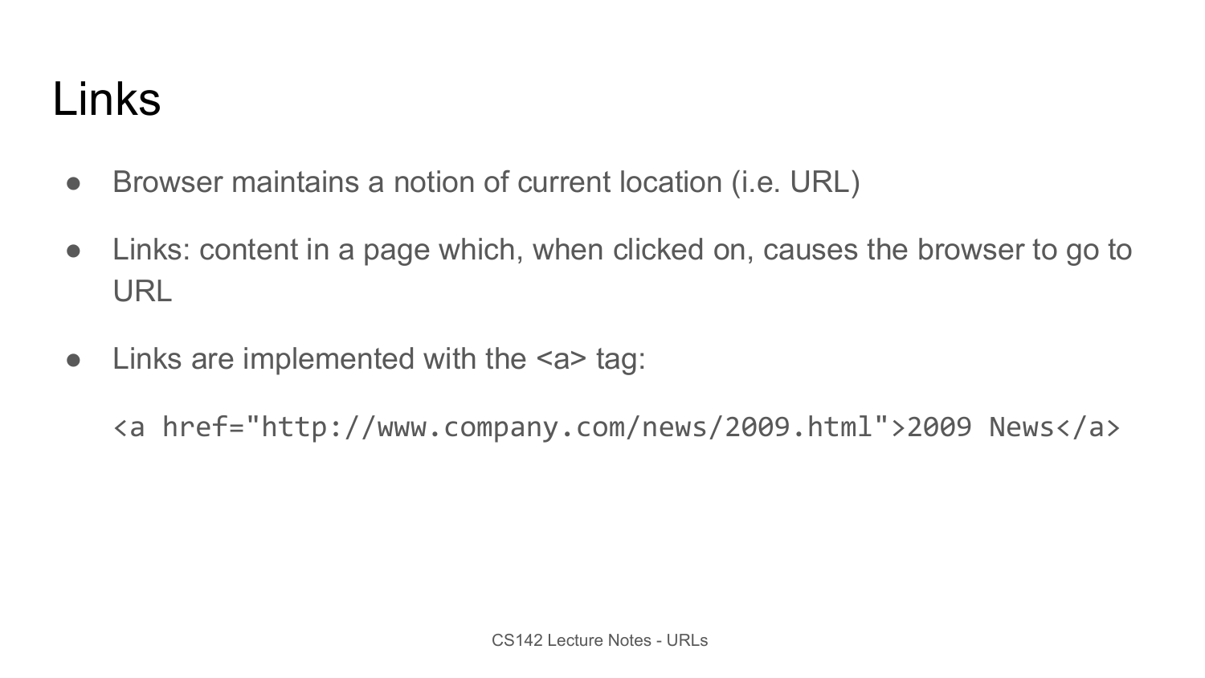# Links

- Browser maintains a notion of current location (i.e. URL)
- Links: content in a page which, when clicked on, causes the browser to go to URL
- Links are implemented with the <a> tag:

```
<a href="http://www.company.com/news/2009.html">2009 News</a>
```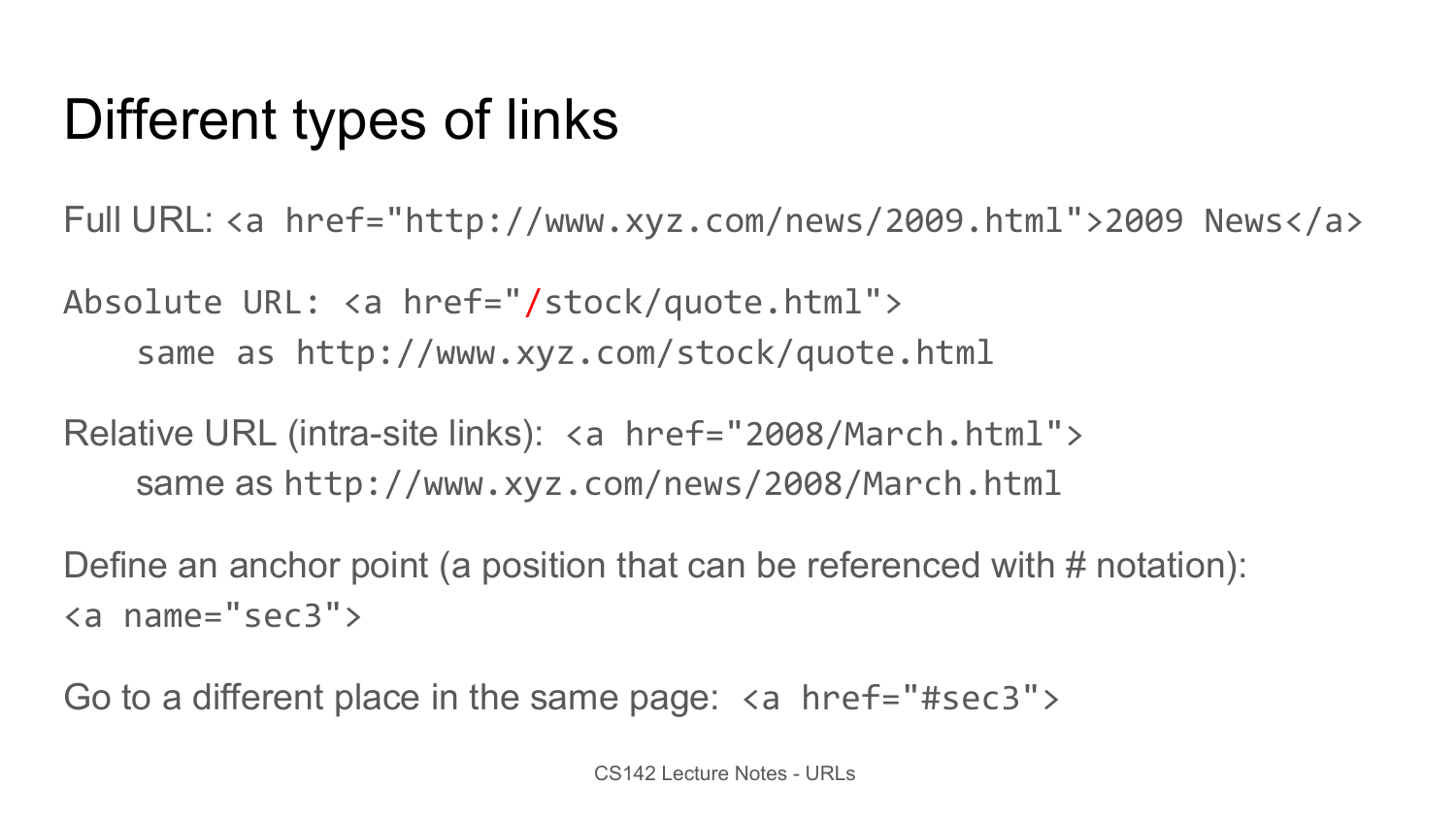# Different types of links

Full URL: `<a href="http://www.xyz.com/news/2009.html">2009 News</a>`

`Absolute URL: <a href="/stock/quote.html">`

    same as http://www.xyz.com/stock/quote.html

Relative URL (intra-site links): `<a href="2008/March.html">`

    same as http://www.xyz.com/news/2008/March.html

Define an anchor point (a position that can be referenced with # notation):
`<a name="sec3">`

Go to a different place in the same page: `<a href="#sec3">`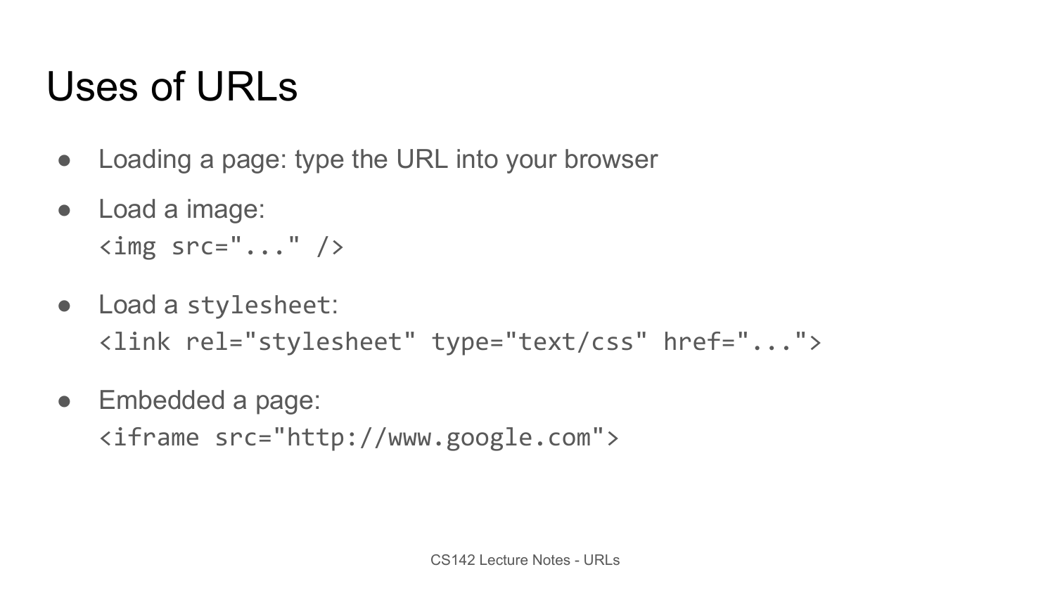# Uses of URLs

- Loading a page: type the URL into your browser
- Load a image:
  `<img src="..." />`
- Load a `stylesheet`:
  `<link rel="stylesheet" type="text/css" href="...">`
- Embedded a page:
  `<iframe src="http://www.google.com">`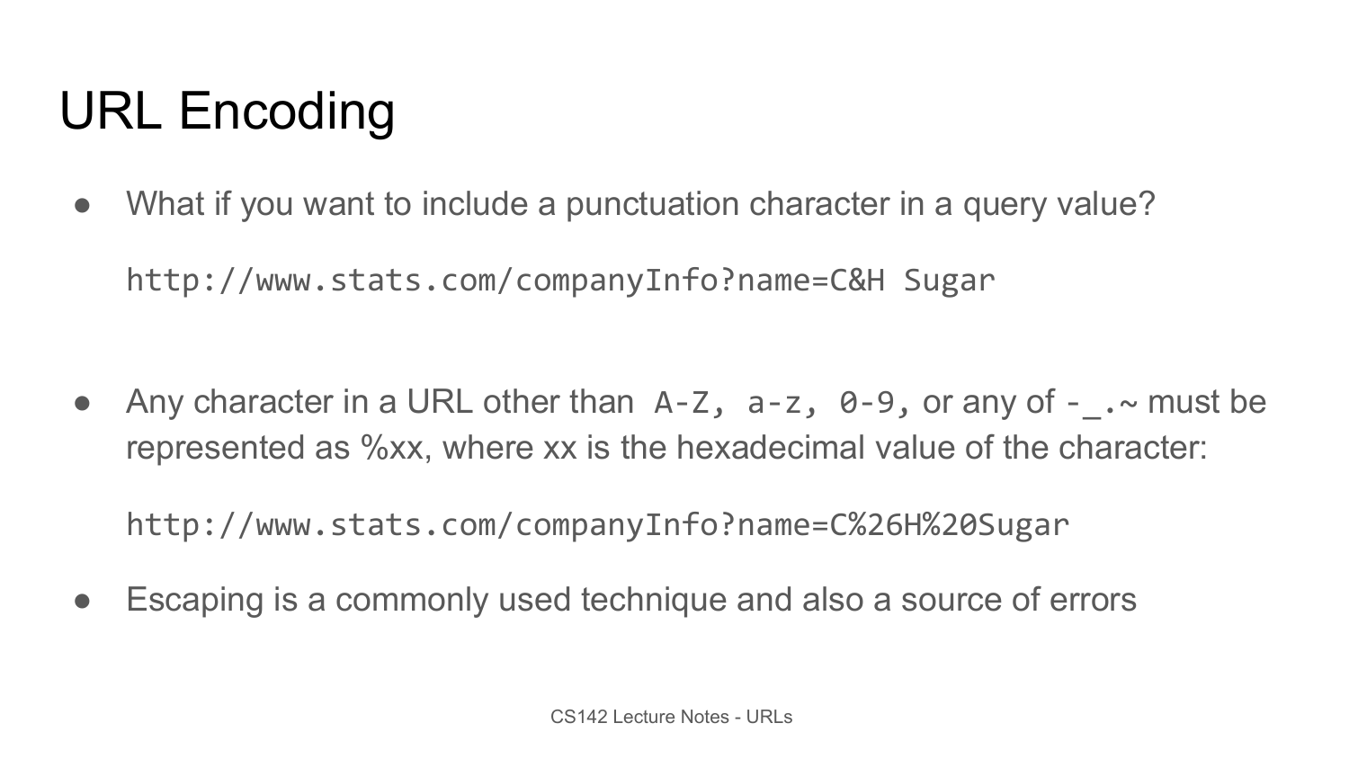# URL Encoding

- What if you want to include a punctuation character in a query value?

  ```
  http://www.stats.com/companyInfo?name=C&H Sugar
  ```

- Any character in a URL other than `A-Z`, `a-z`, `0-9`, or any of `-_.~` must be represented as %xx, where xx is the hexadecimal value of the character:

  ```
  http://www.stats.com/companyInfo?name=C%26H%20Sugar
  ```

- Escaping is a commonly used technique and also a source of errors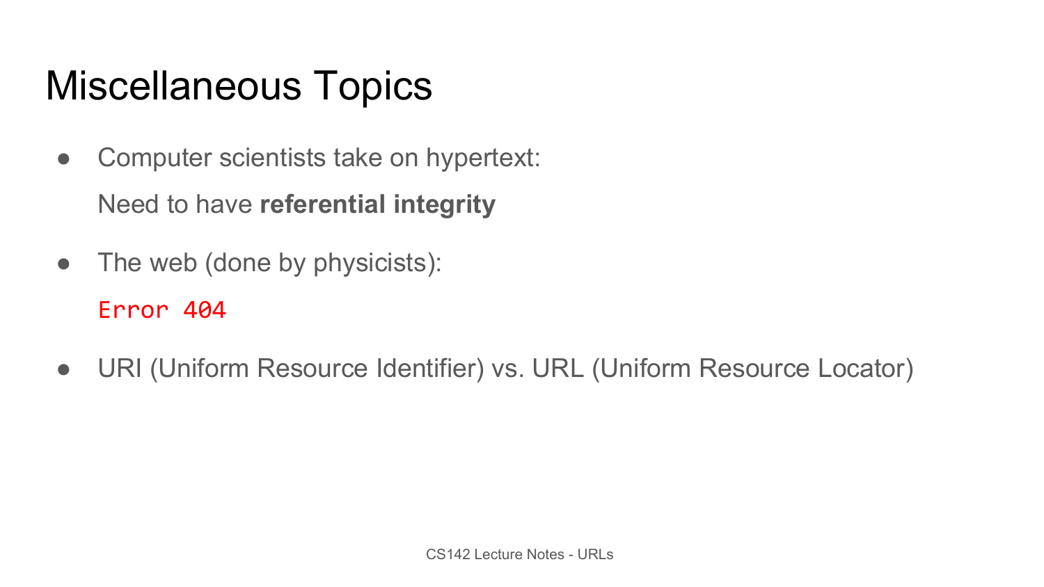# Miscellaneous Topics

- Computer scientists take on hypertext:

  Need to have **referential integrity**

- The web (done by physicists):

  `Error 404`

- URI (Uniform Resource Identifier) vs. URL (Uniform Resource Locator)